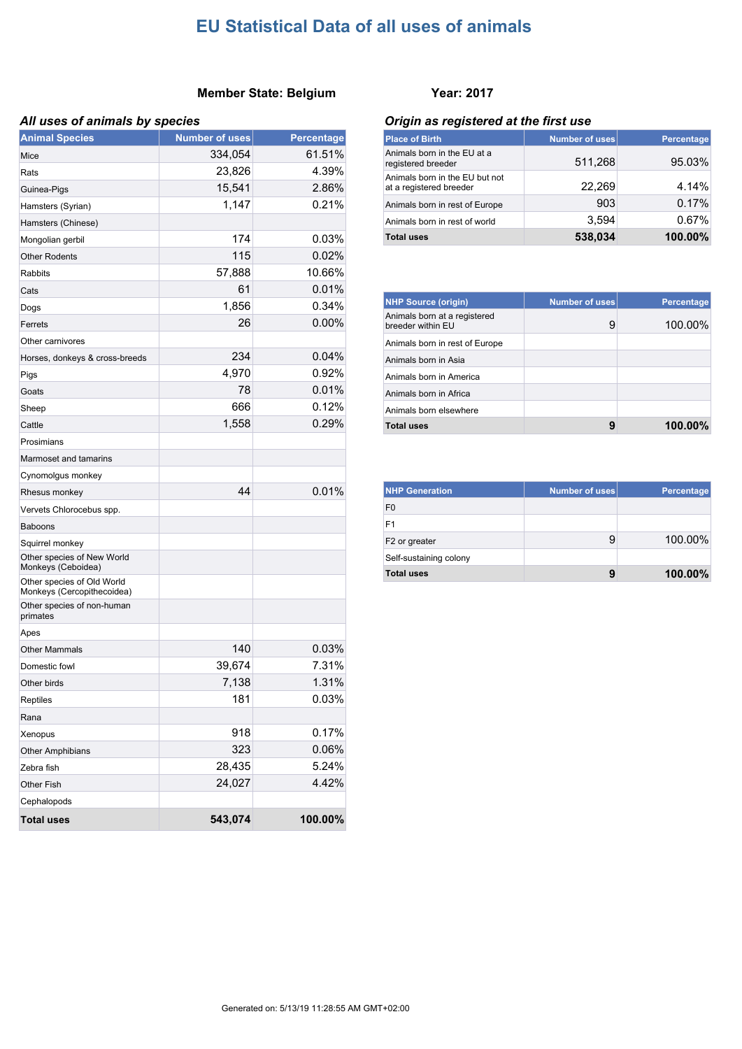# EU Statistical Data of all uses of animals

**Member State: Belgium** **Year: 2017**

### *All uses of animals by species*

| Animal Species | Number of uses | Percentage |
|---|---|---|
| Mice | 334,054 | 61.51% |
| Rats | 23,826 | 4.39% |
| Guinea-Pigs | 15,541 | 2.86% |
| Hamsters (Syrian) | 1,147 | 0.21% |
| Hamsters (Chinese) | | |
| Mongolian gerbil | 174 | 0.03% |
| Other Rodents | 115 | 0.02% |
| Rabbits | 57,888 | 10.66% |
| Cats | 61 | 0.01% |
| Dogs | 1,856 | 0.34% |
| Ferrets | 26 | 0.00% |
| Other carnivores | | |
| Horses, donkeys & cross-breeds | 234 | 0.04% |
| Pigs | 4,970 | 0.92% |
| Goats | 78 | 0.01% |
| Sheep | 666 | 0.12% |
| Cattle | 1,558 | 0.29% |
| Prosimians | | |
| Marmoset and tamarins | | |
| Cynomolgus monkey | | |
| Rhesus monkey | 44 | 0.01% |
| Vervets Chlorocebus spp. | | |
| Baboons | | |
| Squirrel monkey | | |
| Other species of New World Monkeys (Ceboidea) | | |
| Other species of Old World Monkeys (Cercopithecoidea) | | |
| Other species of non-human primates | | |
| Apes | | |
| Other Mammals | 140 | 0.03% |
| Domestic fowl | 39,674 | 7.31% |
| Other birds | 7,138 | 1.31% |
| Reptiles | 181 | 0.03% |
| Rana | | |
| Xenopus | 918 | 0.17% |
| Other Amphibians | 323 | 0.06% |
| Zebra fish | 28,435 | 5.24% |
| Other Fish | 24,027 | 4.42% |
| Cephalopods | | |
| **Total uses** | **543,074** | **100.00%** |

### *Origin as registered at the first use*

| Place of Birth | Number of uses | Percentage |
|---|---|---|
| Animals born in the EU at a registered breeder | 511,268 | 95.03% |
| Animals born in the EU but not at a registered breeder | 22,269 | 4.14% |
| Animals born in rest of Europe | 903 | 0.17% |
| Animals born in rest of world | 3,594 | 0.67% |
| **Total uses** | **538,034** | **100.00%** |

| NHP Source (origin) | Number of uses | Percentage |
|---|---|---|
| Animals born at a registered breeder within EU | 9 | 100.00% |
| Animals born in rest of Europe | | |
| Animals born in Asia | | |
| Animals born in America | | |
| Animals born in Africa | | |
| Animals born elsewhere | | |
| **Total uses** | **9** | **100.00%** |

| NHP Generation | Number of uses | Percentage |
|---|---|---|
| F0 | | |
| F1 | | |
| F2 or greater | 9 | 100.00% |
| Self-sustaining colony | | |
| **Total uses** | **9** | **100.00%** |

Generated on: 5/13/19 11:28:55 AM GMT+02:00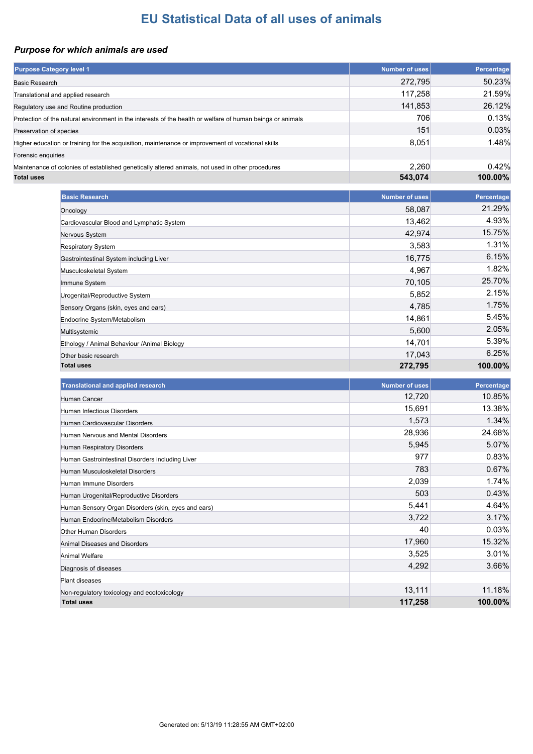# EU Statistical Data of all uses of animals

## *Purpose for which animals are used*

| Purpose Category level 1 | Number of uses | Percentage |
|---|---|---|
| Basic Research | 272,795 | 50.23% |
| Translational and applied research | 117,258 | 21.59% |
| Regulatory use and Routine production | 141,853 | 26.12% |
| Protection of the natural environment in the interests of the health or welfare of human beings or animals | 706 | 0.13% |
| Preservation of species | 151 | 0.03% |
| Higher education or training for the acquisition, maintenance or improvement of vocational skills | 8,051 | 1.48% |
| Forensic enquiries | | |
| Maintenance of colonies of established genetically altered animals, not used in other procedures | 2,260 | 0.42% |
| **Total uses** | **543,074** | **100.00%** |

| Basic Research | Number of uses | Percentage |
|---|---|---|
| Oncology | 58,087 | 21.29% |
| Cardiovascular Blood and Lymphatic System | 13,462 | 4.93% |
| Nervous System | 42,974 | 15.75% |
| Respiratory System | 3,583 | 1.31% |
| Gastrointestinal System including Liver | 16,775 | 6.15% |
| Musculoskeletal System | 4,967 | 1.82% |
| Immune System | 70,105 | 25.70% |
| Urogenital/Reproductive System | 5,852 | 2.15% |
| Sensory Organs (skin, eyes and ears) | 4,785 | 1.75% |
| Endocrine System/Metabolism | 14,861 | 5.45% |
| Multisystemic | 5,600 | 2.05% |
| Ethology / Animal Behaviour /Animal Biology | 14,701 | 5.39% |
| Other basic research | 17,043 | 6.25% |
| **Total uses** | **272,795** | **100.00%** |

| Translational and applied research | Number of uses | Percentage |
|---|---|---|
| Human Cancer | 12,720 | 10.85% |
| Human Infectious Disorders | 15,691 | 13.38% |
| Human Cardiovascular Disorders | 1,573 | 1.34% |
| Human Nervous and Mental Disorders | 28,936 | 24.68% |
| Human Respiratory Disorders | 5,945 | 5.07% |
| Human Gastrointestinal Disorders including Liver | 977 | 0.83% |
| Human Musculoskeletal Disorders | 783 | 0.67% |
| Human Immune Disorders | 2,039 | 1.74% |
| Human Urogenital/Reproductive Disorders | 503 | 0.43% |
| Human Sensory Organ Disorders (skin, eyes and ears) | 5,441 | 4.64% |
| Human Endocrine/Metabolism Disorders | 3,722 | 3.17% |
| Other Human Disorders | 40 | 0.03% |
| Animal Diseases and Disorders | 17,960 | 15.32% |
| Animal Welfare | 3,525 | 3.01% |
| Diagnosis of diseases | 4,292 | 3.66% |
| Plant diseases | | |
| Non-regulatory toxicology and ecotoxicology | 13,111 | 11.18% |
| **Total uses** | **117,258** | **100.00%** |

Generated on: 5/13/19 11:28:55 AM GMT+02:00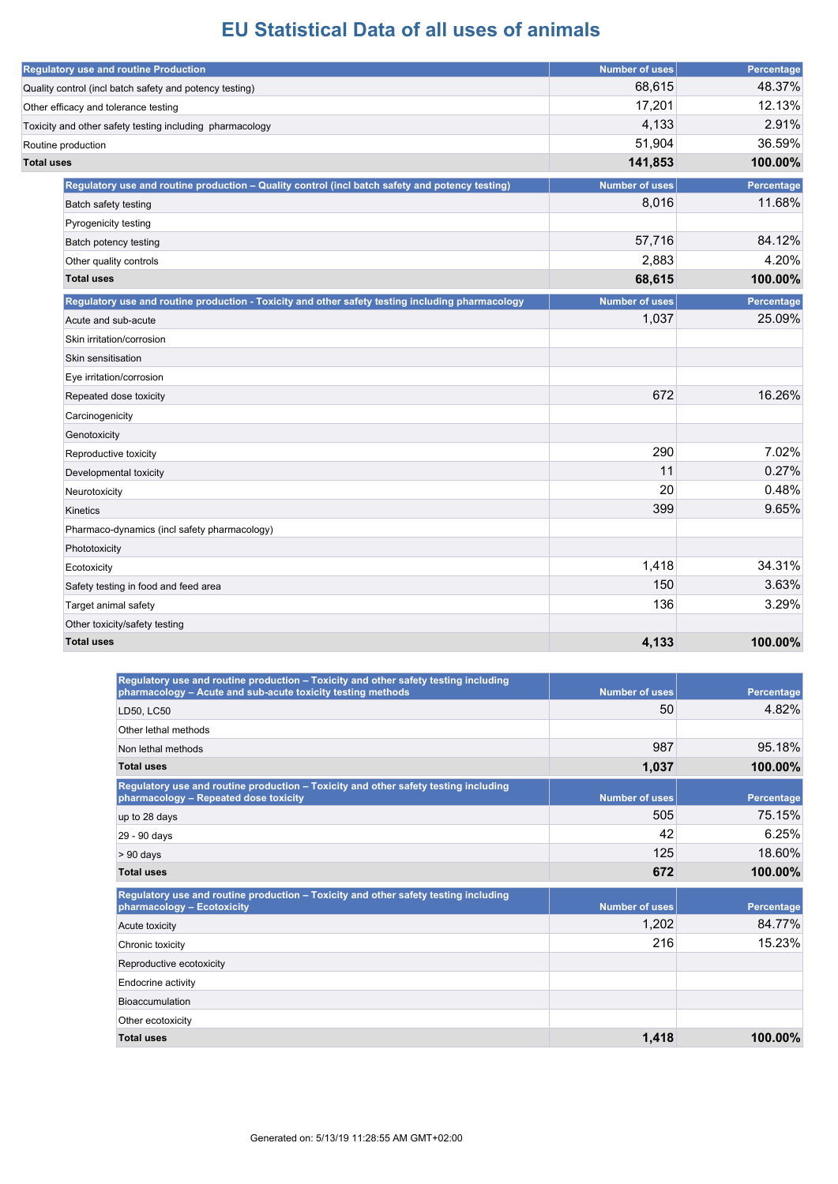# EU Statistical Data of all uses of animals

| Regulatory use and routine Production | Number of uses | Percentage |
|---|---|---|
| Quality control (incl batch safety and potency testing) | 68,615 | 48.37% |
| Other efficacy and tolerance testing | 17,201 | 12.13% |
| Toxicity and other safety testing including pharmacology | 4,133 | 2.91% |
| Routine production | 51,904 | 36.59% |
| **Total uses** | **141,853** | **100.00%** |

| Regulatory use and routine production – Quality control (incl batch safety and potency testing) | Number of uses | Percentage |
|---|---|---|
| Batch safety testing | 8,016 | 11.68% |
| Pyrogenicity testing | | |
| Batch potency testing | 57,716 | 84.12% |
| Other quality controls | 2,883 | 4.20% |
| **Total uses** | **68,615** | **100.00%** |

| Regulatory use and routine production - Toxicity and other safety testing including pharmacology | Number of uses | Percentage |
|---|---|---|
| Acute and sub-acute | 1,037 | 25.09% |
| Skin irritation/corrosion | | |
| Skin sensitisation | | |
| Eye irritation/corrosion | | |
| Repeated dose toxicity | 672 | 16.26% |
| Carcinogenicity | | |
| Genotoxicity | | |
| Reproductive toxicity | 290 | 7.02% |
| Developmental toxicity | 11 | 0.27% |
| Neurotoxicity | 20 | 0.48% |
| Kinetics | 399 | 9.65% |
| Pharmaco-dynamics (incl safety pharmacology) | | |
| Phototoxicity | | |
| Ecotoxicity | 1,418 | 34.31% |
| Safety testing in food and feed area | 150 | 3.63% |
| Target animal safety | 136 | 3.29% |
| Other toxicity/safety testing | | |
| **Total uses** | **4,133** | **100.00%** |

| Regulatory use and routine production – Toxicity and other safety testing including pharmacology – Acute and sub-acute toxicity testing methods | Number of uses | Percentage |
|---|---|---|
| LD50, LC50 | 50 | 4.82% |
| Other lethal methods | | |
| Non lethal methods | 987 | 95.18% |
| **Total uses** | **1,037** | **100.00%** |

| Regulatory use and routine production – Toxicity and other safety testing including pharmacology – Repeated dose toxicity | Number of uses | Percentage |
|---|---|---|
| up to 28 days | 505 | 75.15% |
| 29 - 90 days | 42 | 6.25% |
| > 90 days | 125 | 18.60% |
| **Total uses** | **672** | **100.00%** |

| Regulatory use and routine production – Toxicity and other safety testing including pharmacology – Ecotoxicity | Number of uses | Percentage |
|---|---|---|
| Acute toxicity | 1,202 | 84.77% |
| Chronic toxicity | 216 | 15.23% |
| Reproductive ecotoxicity | | |
| Endocrine activity | | |
| Bioaccumulation | | |
| Other ecotoxicity | | |
| **Total uses** | **1,418** | **100.00%** |

Generated on: 5/13/19 11:28:55 AM GMT+02:00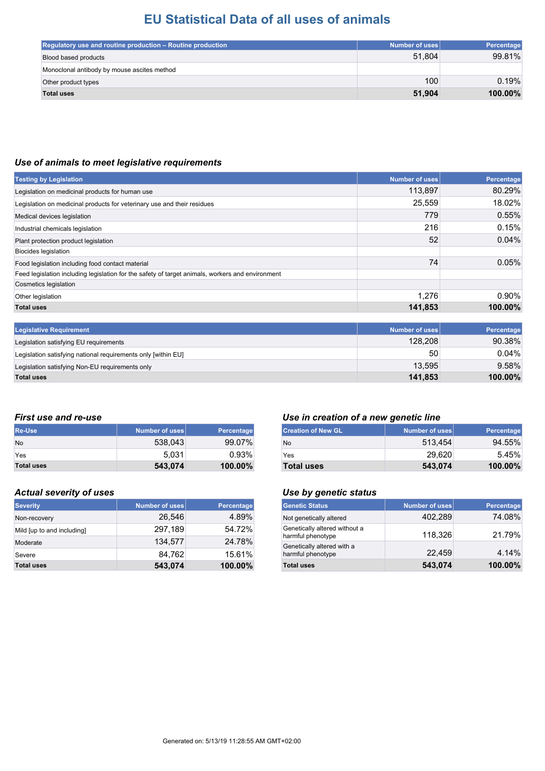# EU Statistical Data of all uses of animals

| Regulatory use and routine production – Routine production | Number of uses | Percentage |
|---|---|---|
| Blood based products | 51,804 | 99.81% |
| Monoclonal antibody by mouse ascites method | | |
| Other product types | 100 | 0.19% |
| **Total uses** | **51,904** | **100.00%** |

## *Use of animals to meet legislative requirements*

| Testing by Legislation | Number of uses | Percentage |
|---|---|---|
| Legislation on medicinal products for human use | 113,897 | 80.29% |
| Legislation on medicinal products for veterinary use and their residues | 25,559 | 18.02% |
| Medical devices legislation | 779 | 0.55% |
| Industrial chemicals legislation | 216 | 0.15% |
| Plant protection product legislation | 52 | 0.04% |
| Biocides legislation | | |
| Food legislation including food contact material | 74 | 0.05% |
| Feed legislation including legislation for the safety of target animals, workers and environment | | |
| Cosmetics legislation | | |
| Other legislation | 1,276 | 0.90% |
| **Total uses** | **141,853** | **100.00%** |

| Legislative Requirement | Number of uses | Percentage |
|---|---|---|
| Legislation satisfying EU requirements | 128,208 | 90.38% |
| Legislation satisfying national requirements only [within EU] | 50 | 0.04% |
| Legislation satisfying Non-EU requirements only | 13,595 | 9.58% |
| **Total uses** | **141,853** | **100.00%** |

## *First use and re-use*

| Re-Use | Number of uses | Percentage |
|---|---|---|
| No | 538,043 | 99.07% |
| Yes | 5,031 | 0.93% |
| **Total uses** | **543,074** | **100.00%** |

## *Use in creation of a new genetic line*

| Creation of New GL | Number of uses | Percentage |
|---|---|---|
| No | 513,454 | 94.55% |
| Yes | 29,620 | 5.45% |
| **Total uses** | **543,074** | **100.00%** |

## *Actual severity of uses*

| Severity | Number of uses | Percentage |
|---|---|---|
| Non-recovery | 26,546 | 4.89% |
| Mild [up to and including] | 297,189 | 54.72% |
| Moderate | 134,577 | 24.78% |
| Severe | 84,762 | 15.61% |
| **Total uses** | **543,074** | **100.00%** |

## *Use by genetic status*

| Genetic Status | Number of uses | Percentage |
|---|---|---|
| Not genetically altered | 402,289 | 74.08% |
| Genetically altered without a harmful phenotype | 118,326 | 21.79% |
| Genetically altered with a harmful phenotype | 22,459 | 4.14% |
| **Total uses** | **543,074** | **100.00%** |

Generated on: 5/13/19 11:28:55 AM GMT+02:00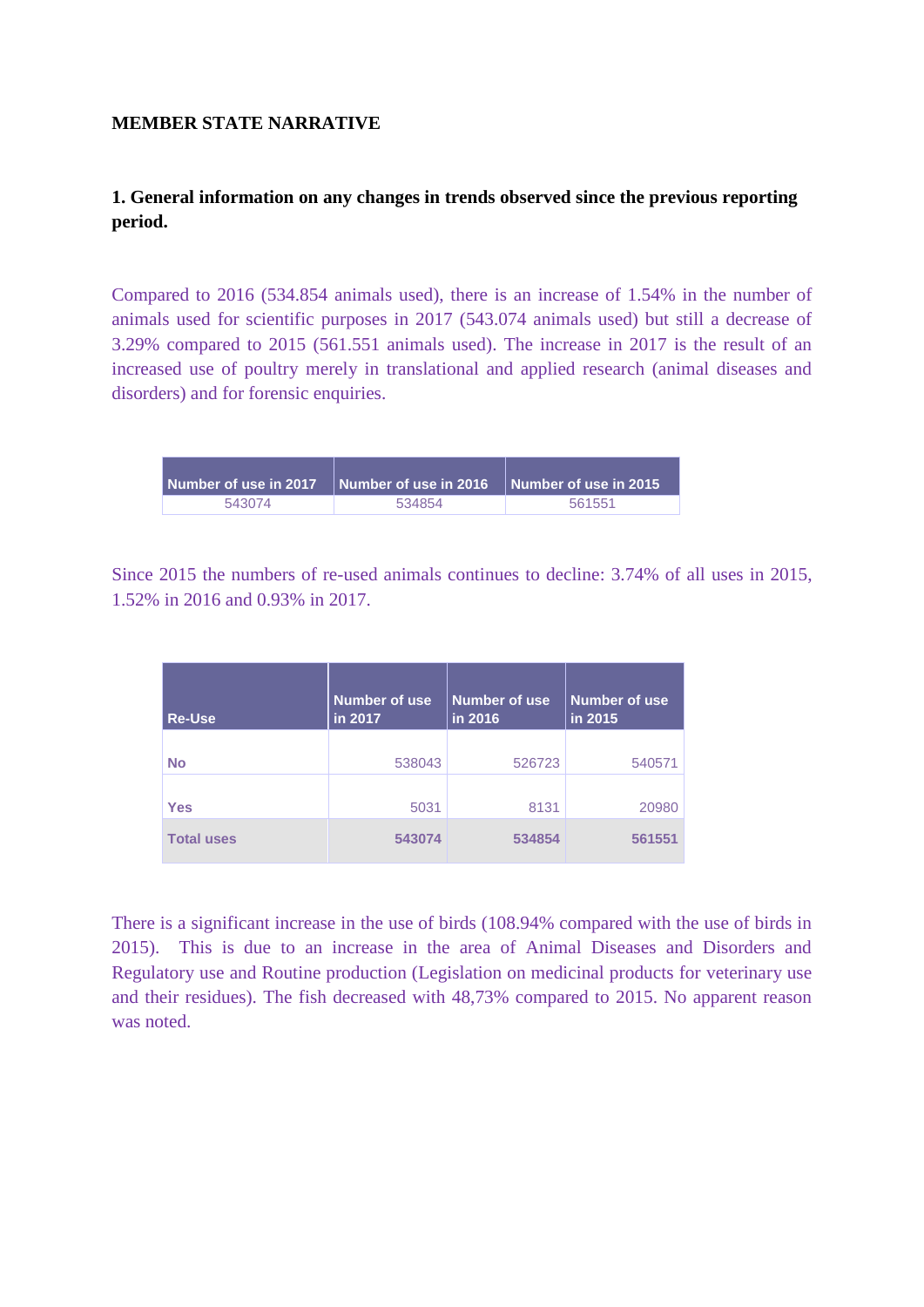**MEMBER STATE NARRATIVE**

**1. General information on any changes in trends observed since the previous reporting period.**

Compared to 2016 (534.854 animals used), there is an increase of 1.54% in the number of animals used for scientific purposes in 2017 (543.074 animals used) but still a decrease of 3.29% compared to 2015 (561.551 animals used). The increase in 2017 is the result of an increased use of poultry merely in translational and applied research (animal diseases and disorders) and for forensic enquiries.

| Number of use in 2017 | Number of use in 2016 | Number of use in 2015 |
|---|---|---|
| 543074 | 534854 | 561551 |

Since 2015 the numbers of re-used animals continues to decline: 3.74% of all uses in 2015, 1.52% in 2016 and 0.93% in 2017.

| Re-Use | Number of use in 2017 | Number of use in 2016 | Number of use in 2015 |
|---|---|---|---|
| No | 538043 | 526723 | 540571 |
| Yes | 5031 | 8131 | 20980 |
| **Total uses** | **543074** | **534854** | **561551** |

There is a significant increase in the use of birds (108.94% compared with the use of birds in 2015). This is due to an increase in the area of Animal Diseases and Disorders and Regulatory use and Routine production (Legislation on medicinal products for veterinary use and their residues). The fish decreased with 48,73% compared to 2015. No apparent reason was noted.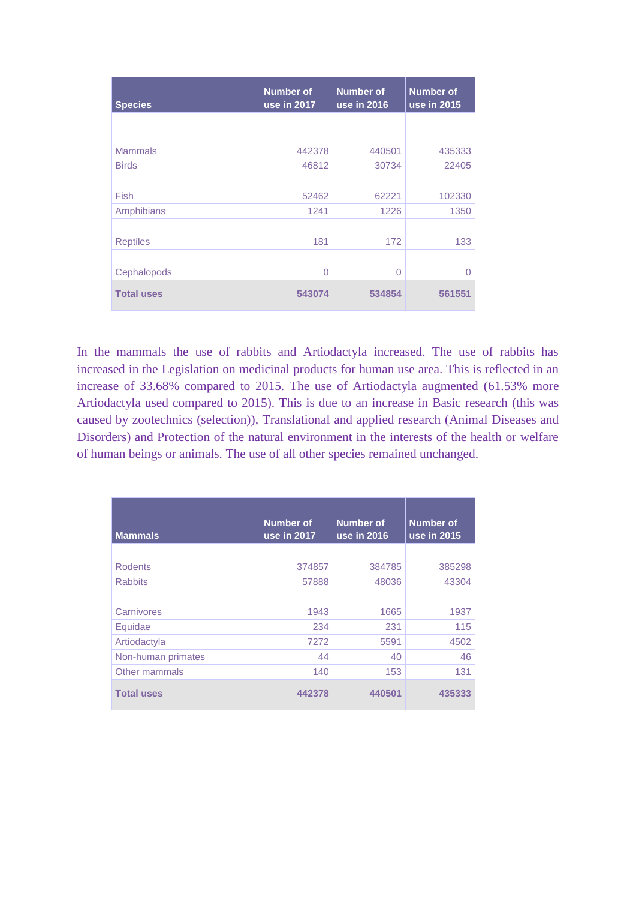| Species | Number of use in 2017 | Number of use in 2016 | Number of use in 2015 |
|---|---|---|---|
| Mammals | 442378 | 440501 | 435333 |
| Birds | 46812 | 30734 | 22405 |
| Fish | 52462 | 62221 | 102330 |
| Amphibians | 1241 | 1226 | 1350 |
| Reptiles | 181 | 172 | 133 |
| Cephalopods | 0 | 0 | 0 |
| **Total uses** | **543074** | **534854** | **561551** |

In the mammals the use of rabbits and Artiodactyla increased. The use of rabbits has increased in the Legislation on medicinal products for human use area. This is reflected in an increase of 33.68% compared to 2015. The use of Artiodactyla augmented (61.53% more Artiodactyla used compared to 2015). This is due to an increase in Basic research (this was caused by zootechnics (selection)), Translational and applied research (Animal Diseases and Disorders) and Protection of the natural environment in the interests of the health or welfare of human beings or animals. The use of all other species remained unchanged.

| Mammals | Number of use in 2017 | Number of use in 2016 | Number of use in 2015 |
|---|---|---|---|
| Rodents | 374857 | 384785 | 385298 |
| Rabbits | 57888 | 48036 | 43304 |
| Carnivores | 1943 | 1665 | 1937 |
| Equidae | 234 | 231 | 115 |
| Artiodactyla | 7272 | 5591 | 4502 |
| Non-human primates | 44 | 40 | 46 |
| Other mammals | 140 | 153 | 131 |
| **Total uses** | **442378** | **440501** | **435333** |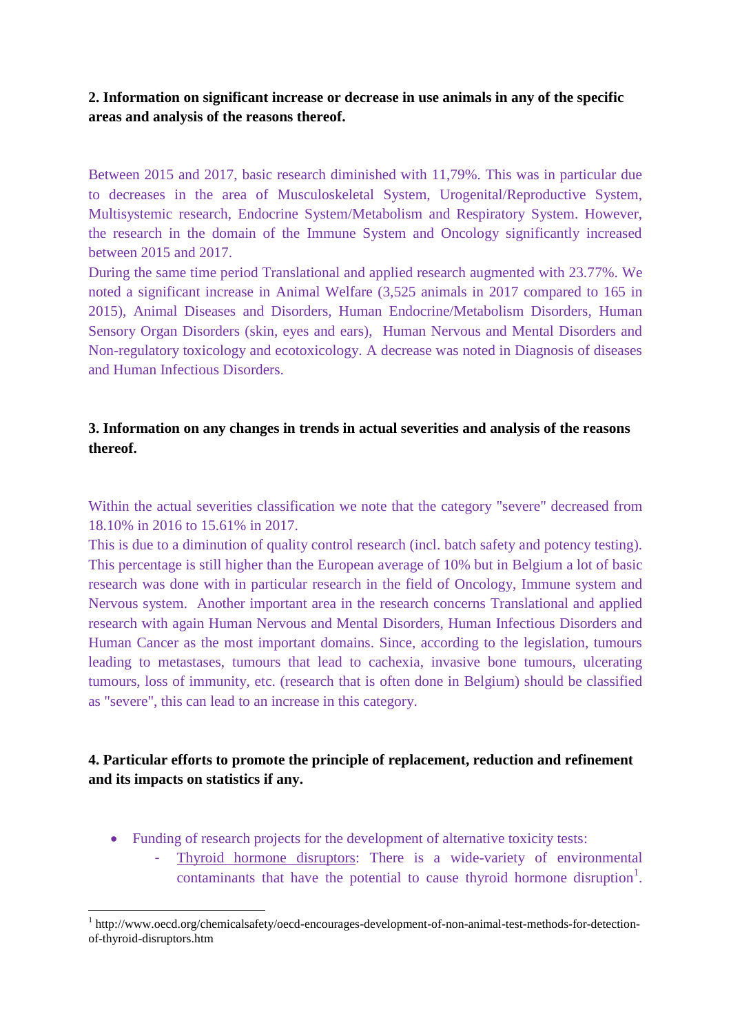**2. Information on significant increase or decrease in use animals in any of the specific areas and analysis of the reasons thereof.**

Between 2015 and 2017, basic research diminished with 11,79%. This was in particular due to decreases in the area of Musculoskeletal System, Urogenital/Reproductive System, Multisystemic research, Endocrine System/Metabolism and Respiratory System. However, the research in the domain of the Immune System and Oncology significantly increased between 2015 and 2017.

During the same time period Translational and applied research augmented with 23.77%. We noted a significant increase in Animal Welfare (3,525 animals in 2017 compared to 165 in 2015), Animal Diseases and Disorders, Human Endocrine/Metabolism Disorders, Human Sensory Organ Disorders (skin, eyes and ears), Human Nervous and Mental Disorders and Non-regulatory toxicology and ecotoxicology. A decrease was noted in Diagnosis of diseases and Human Infectious Disorders.

**3. Information on any changes in trends in actual severities and analysis of the reasons thereof.**

Within the actual severities classification we note that the category "severe" decreased from 18.10% in 2016 to 15.61% in 2017.

This is due to a diminution of quality control research (incl. batch safety and potency testing). This percentage is still higher than the European average of 10% but in Belgium a lot of basic research was done with in particular research in the field of Oncology, Immune system and Nervous system. Another important area in the research concerns Translational and applied research with again Human Nervous and Mental Disorders, Human Infectious Disorders and Human Cancer as the most important domains. Since, according to the legislation, tumours leading to metastases, tumours that lead to cachexia, invasive bone tumours, ulcerating tumours, loss of immunity, etc. (research that is often done in Belgium) should be classified as "severe", this can lead to an increase in this category.

**4. Particular efforts to promote the principle of replacement, reduction and refinement and its impacts on statistics if any.**

- Funding of research projects for the development of alternative toxicity tests:
  - Thyroid hormone disruptors: There is a wide-variety of environmental contaminants that have the potential to cause thyroid hormone disruption[1].

[1] http://www.oecd.org/chemicalsafety/oecd-encourages-development-of-non-animal-test-methods-for-detection-of-thyroid-disruptors.htm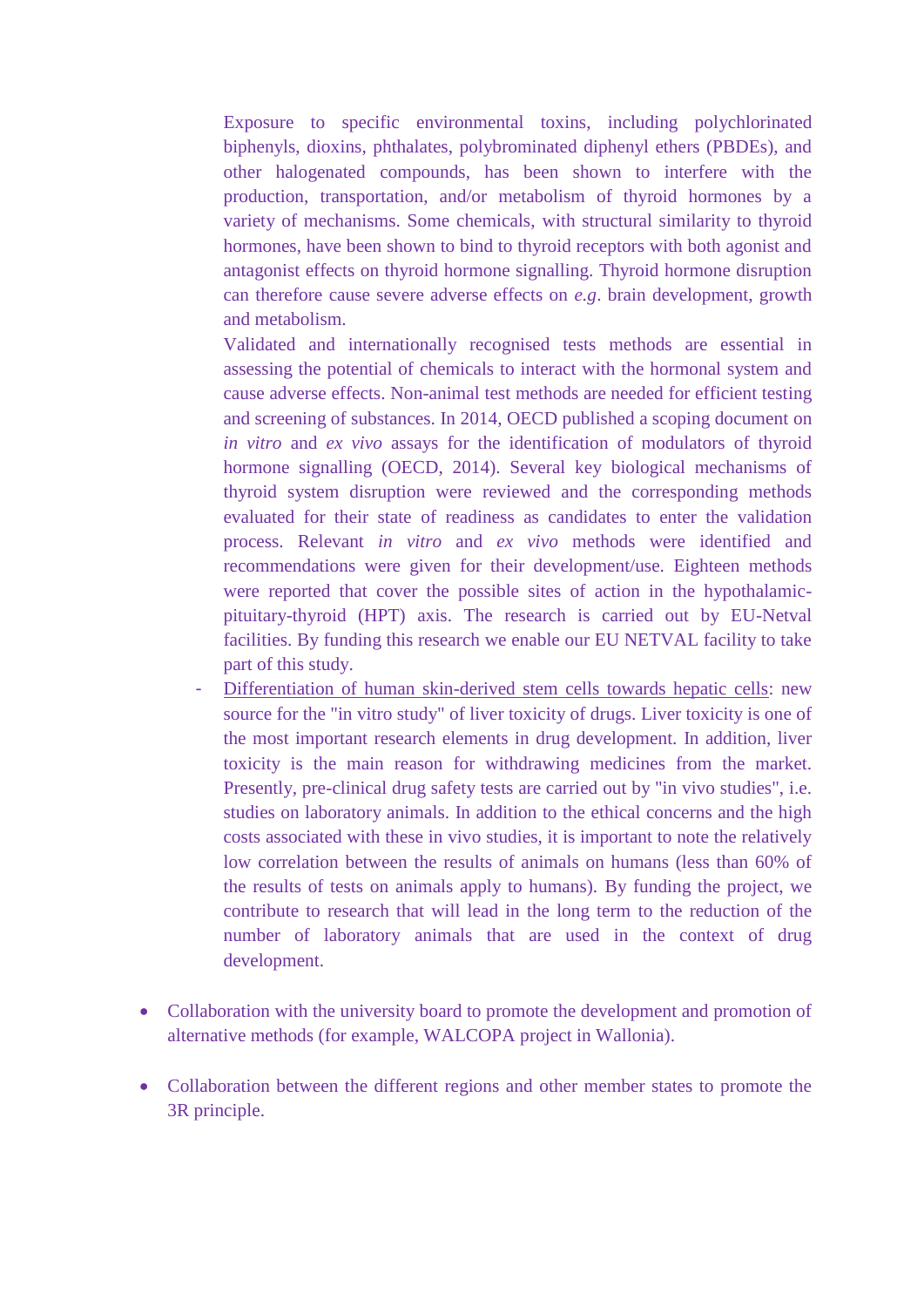Exposure to specific environmental toxins, including polychlorinated biphenyls, dioxins, phthalates, polybrominated diphenyl ethers (PBDEs), and other halogenated compounds, has been shown to interfere with the production, transportation, and/or metabolism of thyroid hormones by a variety of mechanisms. Some chemicals, with structural similarity to thyroid hormones, have been shown to bind to thyroid receptors with both agonist and antagonist effects on thyroid hormone signalling. Thyroid hormone disruption can therefore cause severe adverse effects on *e.g*. brain development, growth and metabolism.

Validated and internationally recognised tests methods are essential in assessing the potential of chemicals to interact with the hormonal system and cause adverse effects. Non-animal test methods are needed for efficient testing and screening of substances. In 2014, OECD published a scoping document on *in vitro* and *ex vivo* assays for the identification of modulators of thyroid hormone signalling (OECD, 2014). Several key biological mechanisms of thyroid system disruption were reviewed and the corresponding methods evaluated for their state of readiness as candidates to enter the validation process. Relevant *in vitro* and *ex vivo* methods were identified and recommendations were given for their development/use. Eighteen methods were reported that cover the possible sites of action in the hypothalamic-pituitary-thyroid (HPT) axis. The research is carried out by EU-Netval facilities. By funding this research we enable our EU NETVAL facility to take part of this study.

- Differentiation of human skin-derived stem cells towards hepatic cells: new source for the "in vitro study" of liver toxicity of drugs. Liver toxicity is one of the most important research elements in drug development. In addition, liver toxicity is the main reason for withdrawing medicines from the market. Presently, pre-clinical drug safety tests are carried out by "in vivo studies", i.e. studies on laboratory animals. In addition to the ethical concerns and the high costs associated with these in vivo studies, it is important to note the relatively low correlation between the results of animals on humans (less than 60% of the results of tests on animals apply to humans). By funding the project, we contribute to research that will lead in the long term to the reduction of the number of laboratory animals that are used in the context of drug development.

- Collaboration with the university board to promote the development and promotion of alternative methods (for example, WALCOPA project in Wallonia).

- Collaboration between the different regions and other member states to promote the 3R principle.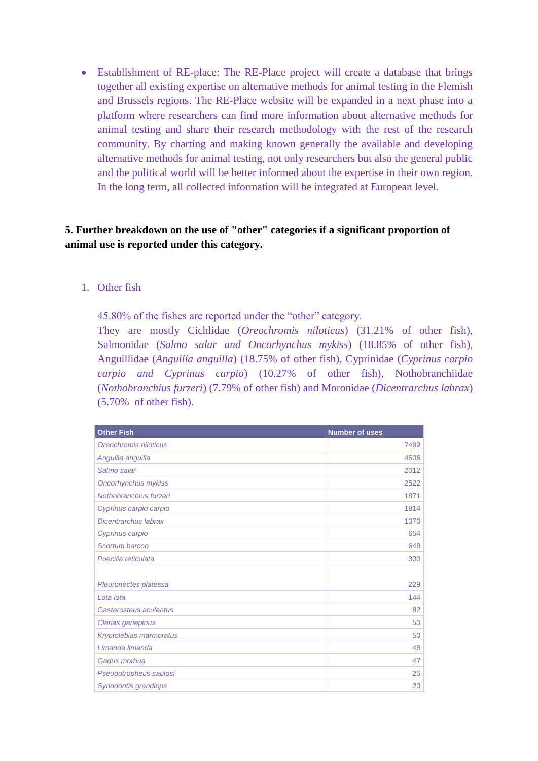- Establishment of RE-place: The RE-Place project will create a database that brings together all existing expertise on alternative methods for animal testing in the Flemish and Brussels regions. The RE-Place website will be expanded in a next phase into a platform where researchers can find more information about alternative methods for animal testing and share their research methodology with the rest of the research community. By charting and making known generally the available and developing alternative methods for animal testing, not only researchers but also the general public and the political world will be better informed about the expertise in their own region. In the long term, all collected information will be integrated at European level.

**5. Further breakdown on the use of "other" categories if a significant proportion of animal use is reported under this category.**

1. Other fish

45.80% of the fishes are reported under the "other" category.
They are mostly Cichlidae (*Oreochromis niloticus*) (31.21% of other fish), Salmonidae (*Salmo salar and Oncorhynchus mykiss*) (18.85% of other fish), Anguillidae (*Anguilla anguilla*) (18.75% of other fish), Cyprinidae (*Cyprinus carpio carpio and Cyprinus carpio*) (10.27% of other fish), Nothobranchiidae (*Nothobranchius furzeri*) (7.79% of other fish) and Moronidae (*Dicentrarchus labrax*) (5.70% of other fish).

| Other Fish | Number of uses |
|---|---|
| *Oreochromis niloticus* | 7499 |
| *Anguilla anguilla* | 4506 |
| *Salmo salar* | 2012 |
| *Oncorhynchus mykiss* | 2522 |
| *Nothobranchius furzeri* | 1871 |
| *Cyprinus carpio carpio* | 1814 |
| *Dicentrarchus labrax* | 1370 |
| *Cyprinus carpio* | 654 |
| *Scortum barcoo* | 648 |
| *Poecilia reticulata* | 300 |
| *Pleuronectes platessa* | 229 |
| *Lota lota* | 144 |
| *Gasterosteus aculeatus* | 82 |
| *Clarias gariepinus* | 50 |
| *Kryptolebias marmoratus* | 50 |
| *Limanda limanda* | 48 |
| *Gadus morhua* | 47 |
| *Pseudotropheus saulosi* | 25 |
| *Synodontis grandiops* | 20 |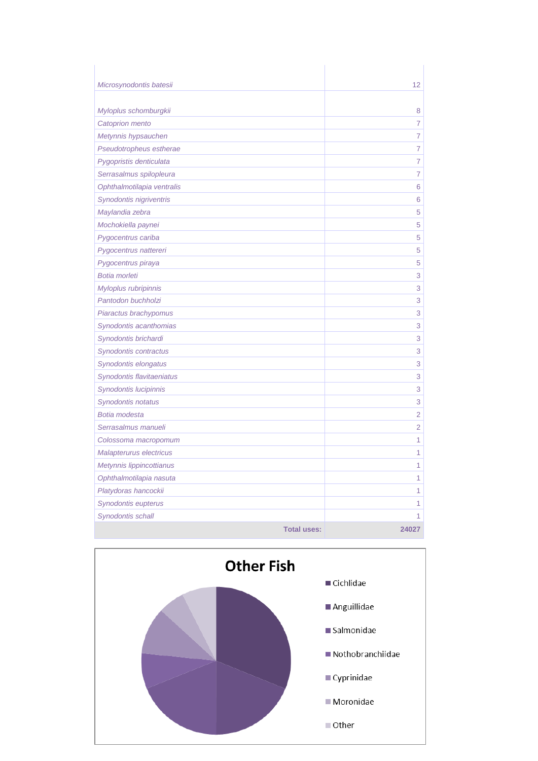| | |
|---|---|
| *Microsynodontis batesii* | 12 |
| *Myloplus schomburgkii* | 8 |
| *Catoprion mento* | 7 |
| *Metynnis hypsauchen* | 7 |
| *Pseudotropheus estherae* | 7 |
| *Pygopristis denticulata* | 7 |
| *Serrasalmus spilopleura* | 7 |
| *Ophthalmotilapia ventralis* | 6 |
| *Synodontis nigriventris* | 6 |
| *Maylandia zebra* | 5 |
| *Mochokiella paynei* | 5 |
| *Pygocentrus cariba* | 5 |
| *Pygocentrus nattereri* | 5 |
| *Pygocentrus piraya* | 5 |
| *Botia morleti* | 3 |
| *Myloplus rubripinnis* | 3 |
| *Pantodon buchholzi* | 3 |
| *Piaractus brachypomus* | 3 |
| *Synodontis acanthomias* | 3 |
| *Synodontis brichardi* | 3 |
| *Synodontis contractus* | 3 |
| *Synodontis elongatus* | 3 |
| *Synodontis flavitaeniatus* | 3 |
| *Synodontis lucipinnis* | 3 |
| *Synodontis notatus* | 3 |
| *Botia modesta* | 2 |
| *Serrasalmus manueli* | 2 |
| *Colossoma macropomum* | 1 |
| *Malapterurus electricus* | 1 |
| *Metynnis lippincottianus* | 1 |
| *Ophthalmotilapia nasuta* | 1 |
| *Platydoras hancockii* | 1 |
| *Synodontis eupterus* | 1 |
| *Synodontis schall* | 1 |
| **Total uses:** | **24027** |

**Other Fish**

- Cichlidae
- Anguillidae
- Salmonidae
- Nothobranchiidae
- Cyprinidae
- Moronidae
- Other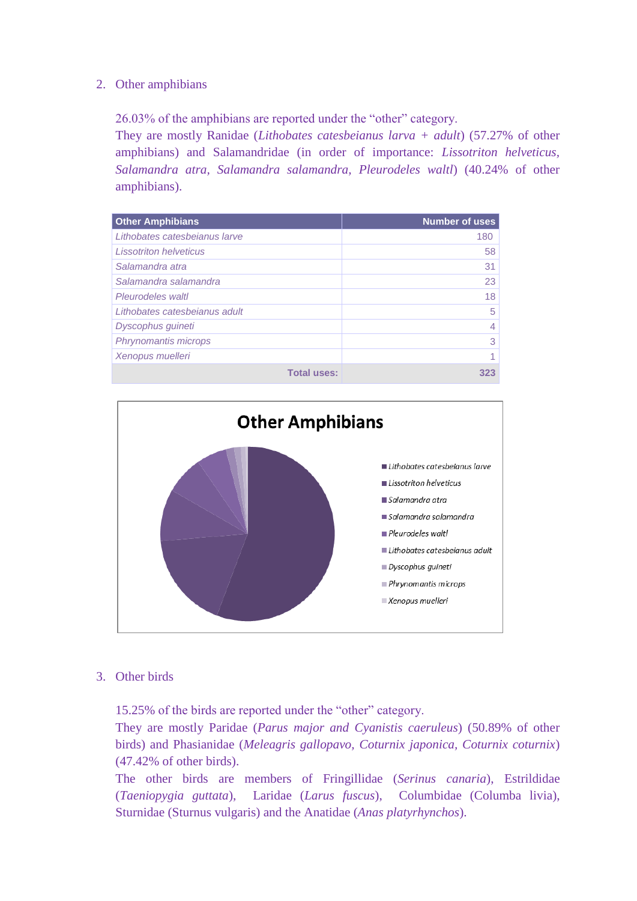2. Other amphibians

26.03% of the amphibians are reported under the “other” category.
They are mostly Ranidae (*Lithobates catesbeianus larva + adult*) (57.27% of other amphibians) and Salamandridae (in order of importance: *Lissotriton helveticus, Salamandra atra, Salamandra salamandra, Pleurodeles waltl*) (40.24% of other amphibians).

| Other Amphibians | Number of uses |
|---|---|
| *Lithobates catesbeianus larve* | 180 |
| *Lissotriton helveticus* | 58 |
| *Salamandra atra* | 31 |
| *Salamandra salamandra* | 23 |
| *Pleurodeles waltl* | 18 |
| *Lithobates catesbeianus adult* | 5 |
| *Dyscophus guineti* | 4 |
| *Phrynomantis microps* | 3 |
| *Xenopus muelleri* | 1 |
| **Total uses:** | **323** |

3. Other birds

15.25% of the birds are reported under the “other” category.
They are mostly Paridae (*Parus major and Cyanistis caeruleus*) (50.89% of other birds) and Phasianidae (*Meleagris gallopavo, Coturnix japonica, Coturnix coturnix*) (47.42% of other birds).
The other birds are members of Fringillidae (*Serinus canaria*), Estrildidae (*Taeniopygia guttata*), Laridae (*Larus fuscus*), Columbidae (Columba livia), Sturnidae (Sturnus vulgaris) and the Anatidae (*Anas platyrhynchos*).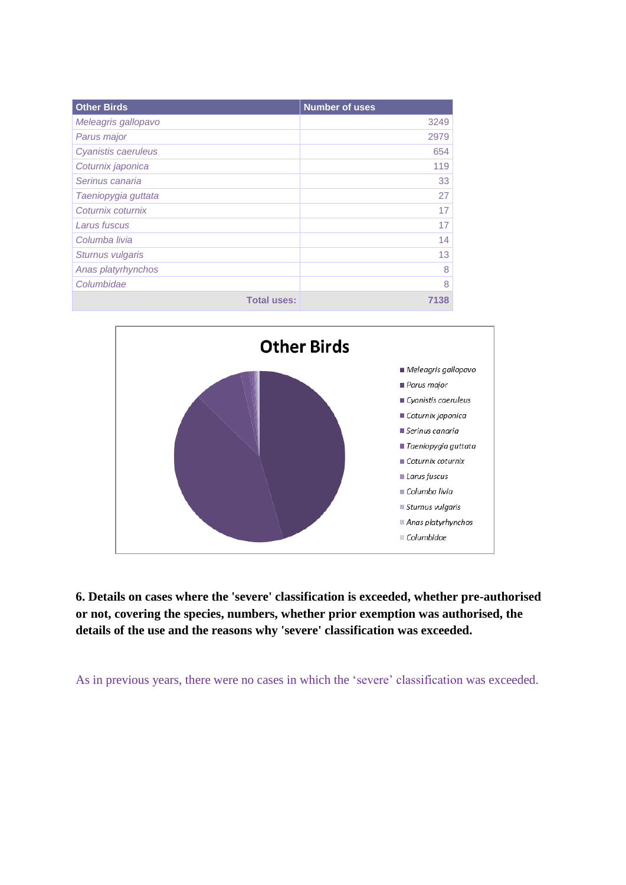| Other Birds | Number of uses |
|---|---|
| *Meleagris gallopavo* | 3249 |
| *Parus major* | 2979 |
| *Cyanistis caeruleus* | 654 |
| *Coturnix japonica* | 119 |
| *Serinus canaria* | 33 |
| *Taeniopygia guttata* | 27 |
| *Coturnix coturnix* | 17 |
| *Larus fuscus* | 17 |
| *Columba livia* | 14 |
| *Sturnus vulgaris* | 13 |
| *Anas platyrhynchos* | 8 |
| *Columbidae* | 8 |
| **Total uses:** | **7138** |

**Other Birds**

*Meleagris gallopavo*
*Parus major*
*Cyanistis caeruleus*
*Coturnix japonica*
*Serinus canaria*
*Taeniopygia guttata*
*Coturnix coturnix*
*Larus fuscus*
*Columba livia*
*Sturnus vulgaris*
*Anas platyrhynchos*
*Columbidae*

**6. Details on cases where the 'severe' classification is exceeded, whether pre-authorised or not, covering the species, numbers, whether prior exemption was authorised, the details of the use and the reasons why 'severe' classification was exceeded.**

As in previous years, there were no cases in which the 'severe' classification was exceeded.